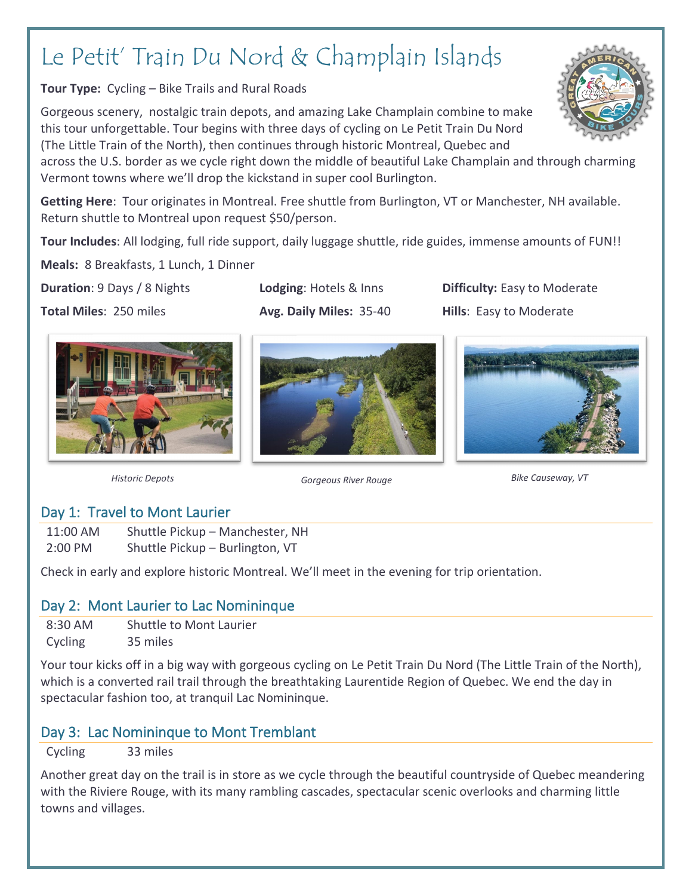# Le Petit' Train Du Nord & Champlain Islands

**Tour Type:** Cycling – Bike Trails and Rural Roads

Gorgeous scenery, nostalgic train depots, and amazing Lake Champlain combine to make this tour unforgettable. Tour begins with three days of cycling on Le Petit Train Du Nord (The Little Train of the North), then continues through historic Montreal, Quebec and across the U.S. border as we cycle right down the middle of beautiful Lake Champlain and through charming Vermont towns where we'll drop the kickstand in super cool Burlington.

**Getting Here**: Tour originates in Montreal. Free shuttle from Burlington, VT or Manchester, NH available. Return shuttle to Montreal upon request $50/person.

**Tour Includes**: All lodging, full ride support, daily luggage shuttle, ride guides, immense amounts of FUN!!

**Meals:** 8 Breakfasts, 1 Lunch, 1 Dinner

**Duration**: 9 Days / 8 Nights | **Lodging**: Hotels & Inns | **Difficulty:** Easy to Moderate

**Total Miles**: 250 miles | **Avg. Daily Miles:** 35-40 | **Hills**: Easy to Moderate

*Historic Depots*

*Gorgeous River Rouge*

*Bike Causeway, VT*

## Day 1: Travel to Mont Laurier

| | |
|---|---|
| 11:00 AM | Shuttle Pickup – Manchester, NH |
| 2:00 PM | Shuttle Pickup – Burlington, VT |

Check in early and explore historic Montreal. We'll meet in the evening for trip orientation.

## Day 2: Mont Laurier to Lac Nominingue

| | |
|---|---|
| 8:30 AM | Shuttle to Mont Laurier |
| Cycling | 35 miles |

Your tour kicks off in a big way with gorgeous cycling on Le Petit Train Du Nord (The Little Train of the North), which is a converted rail trail through the breathtaking Laurentide Region of Quebec. We end the day in spectacular fashion too, at tranquil Lac Nominingue.

## Day 3: Lac Nominingue to Mont Tremblant

| | |
|---|---|
| Cycling | 33 miles |

Another great day on the trail is in store as we cycle through the beautiful countryside of Quebec meandering with the Riviere Rouge, with its many rambling cascades, spectacular scenic overlooks and charming little towns and villages.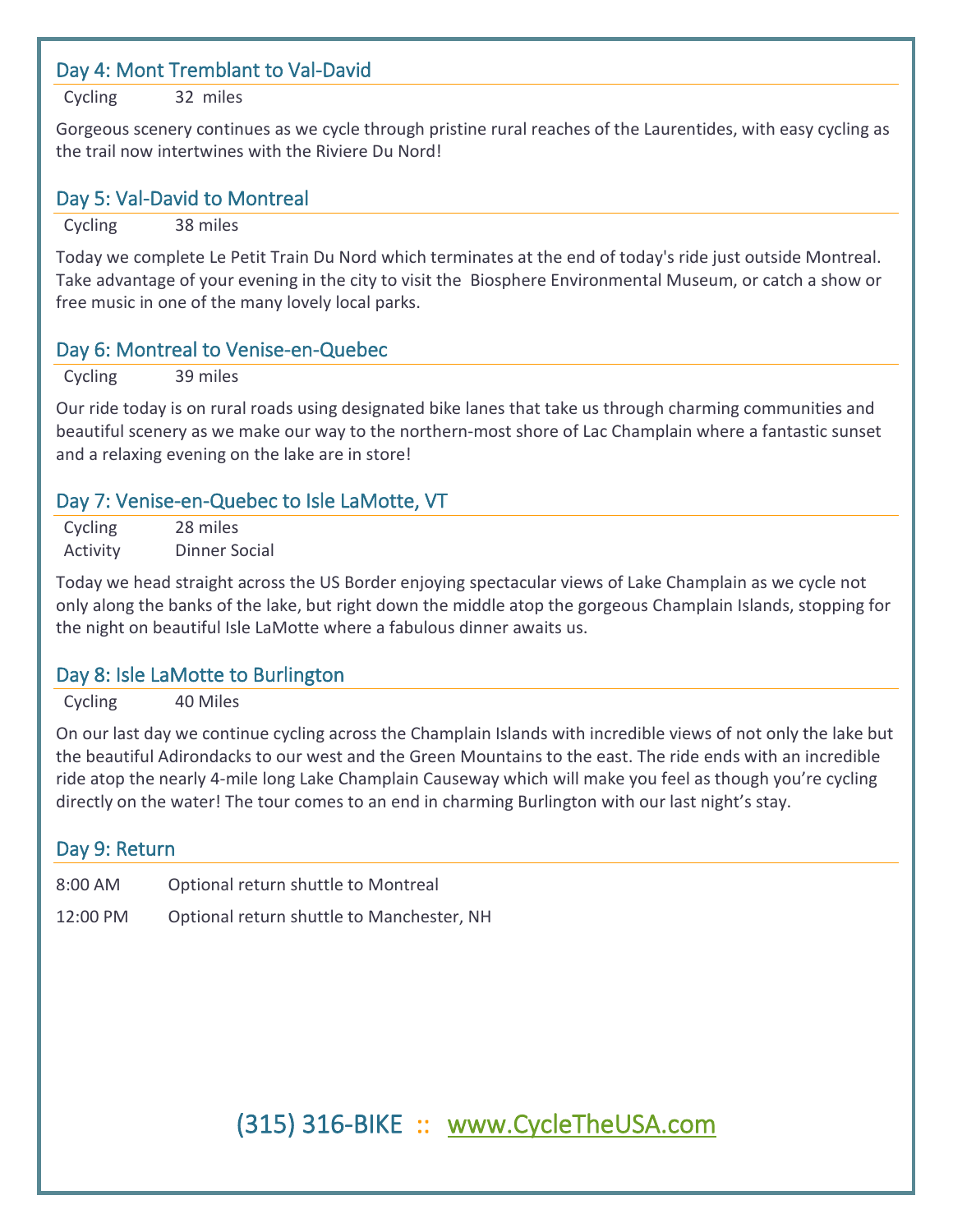## Day 4: Mont Tremblant to Val-David

| | |
|---|---|
| Cycling | 32 miles |

Gorgeous scenery continues as we cycle through pristine rural reaches of the Laurentides, with easy cycling as the trail now intertwines with the Riviere Du Nord!

## Day 5: Val-David to Montreal

| | |
|---|---|
| Cycling | 38 miles |

Today we complete Le Petit Train Du Nord which terminates at the end of today's ride just outside Montreal. Take advantage of your evening in the city to visit the Biosphere Environmental Museum, or catch a show or free music in one of the many lovely local parks.

## Day 6: Montreal to Venise-en-Quebec

| | |
|---|---|
| Cycling | 39 miles |

Our ride today is on rural roads using designated bike lanes that take us through charming communities and beautiful scenery as we make our way to the northern-most shore of Lac Champlain where a fantastic sunset and a relaxing evening on the lake are in store!

## Day 7: Venise-en-Quebec to Isle LaMotte, VT

| | |
|---|---|
| Cycling | 28 miles |
| Activity | Dinner Social |

Today we head straight across the US Border enjoying spectacular views of Lake Champlain as we cycle not only along the banks of the lake, but right down the middle atop the gorgeous Champlain Islands, stopping for the night on beautiful Isle LaMotte where a fabulous dinner awaits us.

## Day 8: Isle LaMotte to Burlington

| | |
|---|---|
| Cycling | 40 Miles |

On our last day we continue cycling across the Champlain Islands with incredible views of not only the lake but the beautiful Adirondacks to our west and the Green Mountains to the east. The ride ends with an incredible ride atop the nearly 4-mile long Lake Champlain Causeway which will make you feel as though you're cycling directly on the water! The tour comes to an end in charming Burlington with our last night's stay.

## Day 9: Return

| | |
|---|---|
| 8:00 AM | Optional return shuttle to Montreal |
| 12:00 PM | Optional return shuttle to Manchester, NH |

(315) 316-BIKE :: www.CycleTheUSA.com